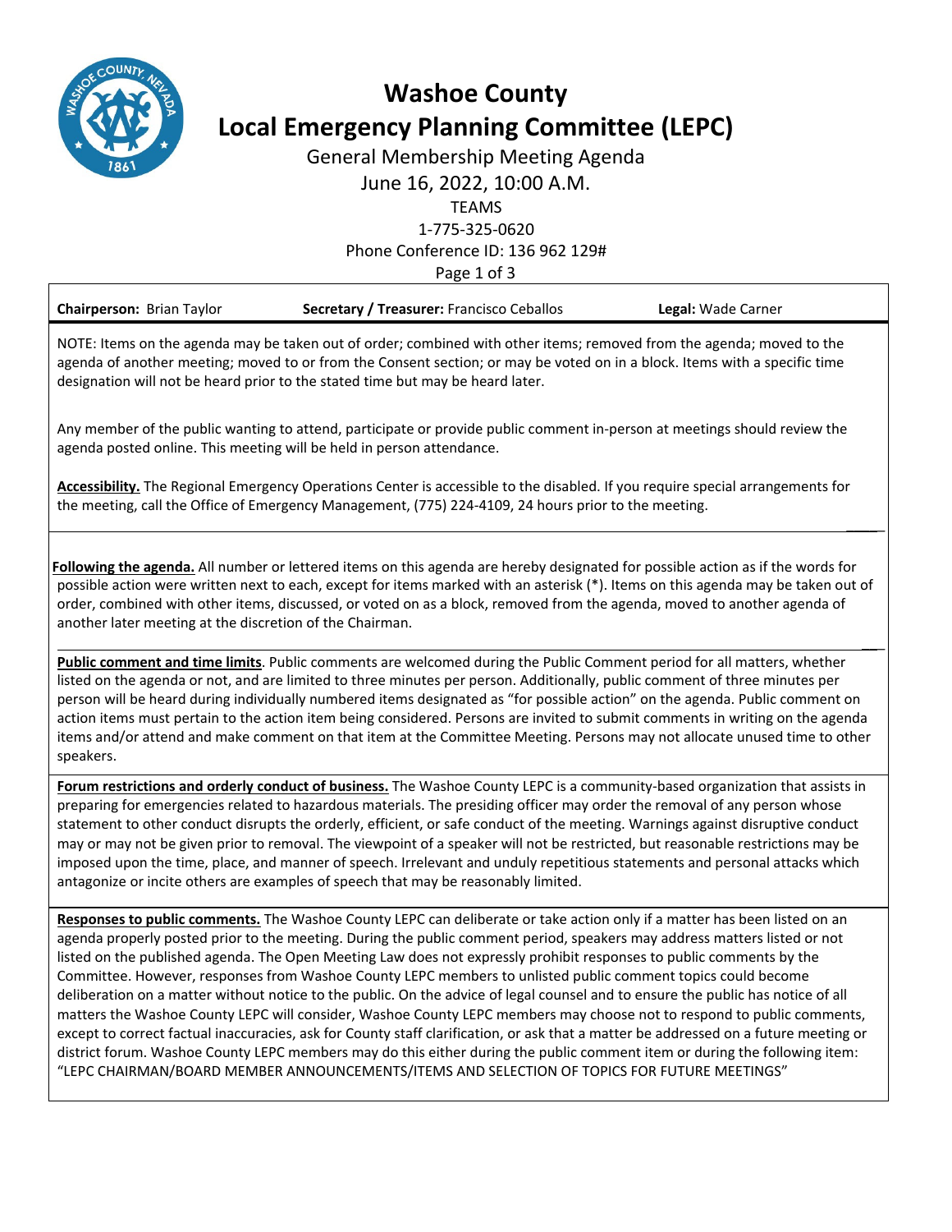# Washoe County Local Emergency Planning Committee (LEPC)

General Membership Meeting Agenda

June 16, 2022, 10:00 A.M.

TEAMS

1-775-325-0620

Phone Conference ID: 136 962 129#

**Chairperson:** Brian Taylor    **Secretary / Treasurer:** Francisco Ceballos    **Legal:** Wade Carner

NOTE: Items on the agenda may be taken out of order; combined with other items; removed from the agenda; moved to the agenda of another meeting; moved to or from the Consent section; or may be voted on in a block. Items with a specific time designation will not be heard prior to the stated time but may be heard later.

Any member of the public wanting to attend, participate or provide public comment in-person at meetings should review the agenda posted online. This meeting will be held in person attendance.

**Accessibility.** The Regional Emergency Operations Center is accessible to the disabled. If you require special arrangements for the meeting, call the Office of Emergency Management, (775) 224-4109, 24 hours prior to the meeting.

**Following the agenda.** All number or lettered items on this agenda are hereby designated for possible action as if the words for possible action were written next to each, except for items marked with an asterisk (*). Items on this agenda may be taken out of order, combined with other items, discussed, or voted on as a block, removed from the agenda, moved to another agenda of another later meeting at the discretion of the Chairman.

**Public comment and time limits**. Public comments are welcomed during the Public Comment period for all matters, whether listed on the agenda or not, and are limited to three minutes per person. Additionally, public comment of three minutes per person will be heard during individually numbered items designated as "for possible action" on the agenda. Public comment on action items must pertain to the action item being considered. Persons are invited to submit comments in writing on the agenda items and/or attend and make comment on that item at the Committee Meeting. Persons may not allocate unused time to other speakers.

**Forum restrictions and orderly conduct of business.** The Washoe County LEPC is a community-based organization that assists in preparing for emergencies related to hazardous materials. The presiding officer may order the removal of any person whose statement to other conduct disrupts the orderly, efficient, or safe conduct of the meeting. Warnings against disruptive conduct may or may not be given prior to removal. The viewpoint of a speaker will not be restricted, but reasonable restrictions may be imposed upon the time, place, and manner of speech. Irrelevant and unduly repetitious statements and personal attacks which antagonize or incite others are examples of speech that may be reasonably limited.

**Responses to public comments.** The Washoe County LEPC can deliberate or take action only if a matter has been listed on an agenda properly posted prior to the meeting. During the public comment period, speakers may address matters listed or not listed on the published agenda. The Open Meeting Law does not expressly prohibit responses to public comments by the Committee. However, responses from Washoe County LEPC members to unlisted public comment topics could become deliberation on a matter without notice to the public. On the advice of legal counsel and to ensure the public has notice of all matters the Washoe County LEPC will consider, Washoe County LEPC members may choose not to respond to public comments, except to correct factual inaccuracies, ask for County staff clarification, or ask that a matter be addressed on a future meeting or district forum. Washoe County LEPC members may do this either during the public comment item or during the following item: "LEPC CHAIRMAN/BOARD MEMBER ANNOUNCEMENTS/ITEMS AND SELECTION OF TOPICS FOR FUTURE MEETINGS"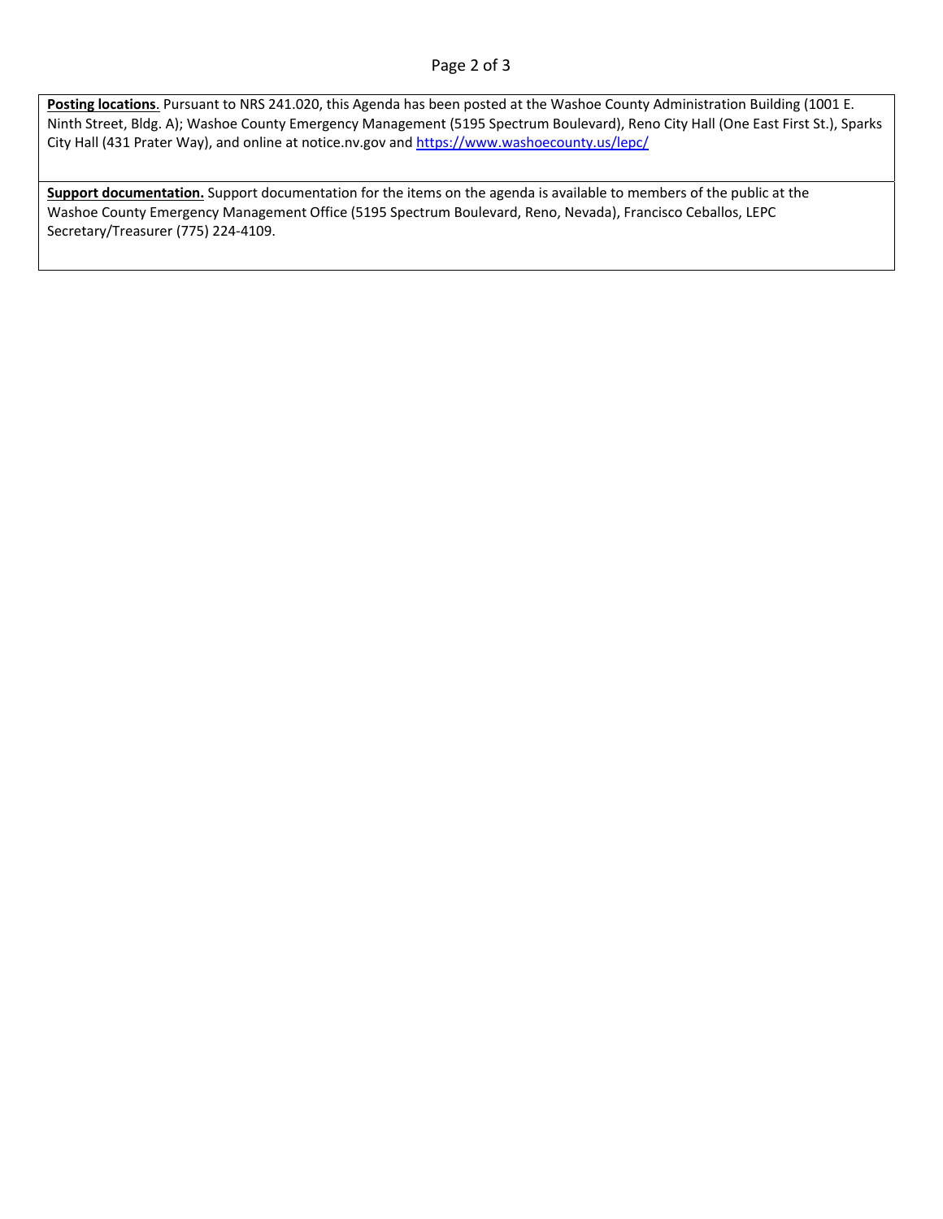**Posting locations**. Pursuant to NRS 241.020, this Agenda has been posted at the Washoe County Administration Building (1001 E. Ninth Street, Bldg. A); Washoe County Emergency Management (5195 Spectrum Boulevard), Reno City Hall (One East First St.), Sparks City Hall (431 Prater Way), and online at notice.nv.gov and https://www.washoecounty.us/lepc/

**Support documentation.** Support documentation for the items on the agenda is available to members of the public at the Washoe County Emergency Management Office (5195 Spectrum Boulevard, Reno, Nevada), Francisco Ceballos, LEPC Secretary/Treasurer (775) 224-4109.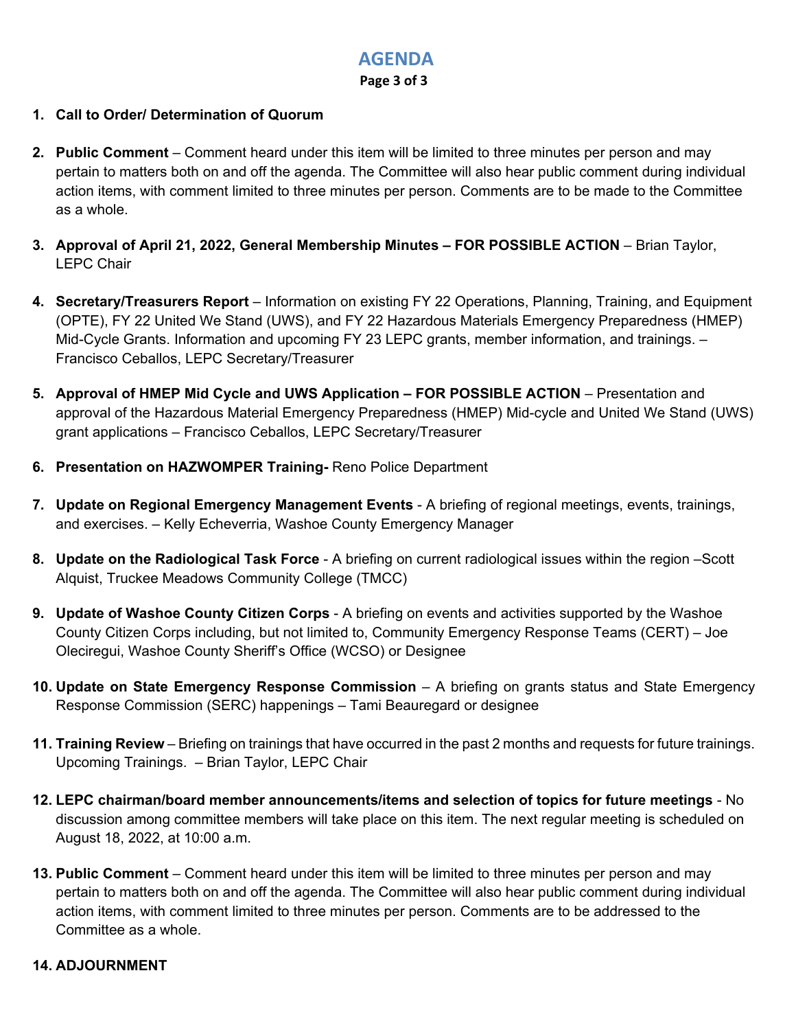# AGENDA

1. **Call to Order/ Determination of Quorum**

2. **Public Comment** – Comment heard under this item will be limited to three minutes per person and may pertain to matters both on and off the agenda. The Committee will also hear public comment during individual action items, with comment limited to three minutes per person. Comments are to be made to the Committee as a whole.

3. **Approval of April 21, 2022, General Membership Minutes – FOR POSSIBLE ACTION** – Brian Taylor, LEPC Chair

4. **Secretary/Treasurers Report** – Information on existing FY 22 Operations, Planning, Training, and Equipment (OPTE), FY 22 United We Stand (UWS), and FY 22 Hazardous Materials Emergency Preparedness (HMEP) Mid-Cycle Grants. Information and upcoming FY 23 LEPC grants, member information, and trainings. – Francisco Ceballos, LEPC Secretary/Treasurer

5. **Approval of HMEP Mid Cycle and UWS Application – FOR POSSIBLE ACTION** – Presentation and approval of the Hazardous Material Emergency Preparedness (HMEP) Mid-cycle and United We Stand (UWS) grant applications – Francisco Ceballos, LEPC Secretary/Treasurer

6. **Presentation on HAZWOMPER Training-** Reno Police Department

7. **Update on Regional Emergency Management Events** - A briefing of regional meetings, events, trainings, and exercises. – Kelly Echeverria, Washoe County Emergency Manager

8. **Update on the Radiological Task Force** - A briefing on current radiological issues within the region –Scott Alquist, Truckee Meadows Community College (TMCC)

9. **Update of Washoe County Citizen Corps** - A briefing on events and activities supported by the Washoe County Citizen Corps including, but not limited to, Community Emergency Response Teams (CERT) – Joe Oleciregui, Washoe County Sheriff's Office (WCSO) or Designee

10. **Update on State Emergency Response Commission** – A briefing on grants status and State Emergency Response Commission (SERC) happenings – Tami Beauregard or designee

11. **Training Review** – Briefing on trainings that have occurred in the past 2 months and requests for future trainings. Upcoming Trainings. – Brian Taylor, LEPC Chair

12. **LEPC chairman/board member announcements/items and selection of topics for future meetings** - No discussion among committee members will take place on this item. The next regular meeting is scheduled on August 18, 2022, at 10:00 a.m.

13. **Public Comment** – Comment heard under this item will be limited to three minutes per person and may pertain to matters both on and off the agenda. The Committee will also hear public comment during individual action items, with comment limited to three minutes per person. Comments are to be addressed to the Committee as a whole.

14. **ADJOURNMENT**